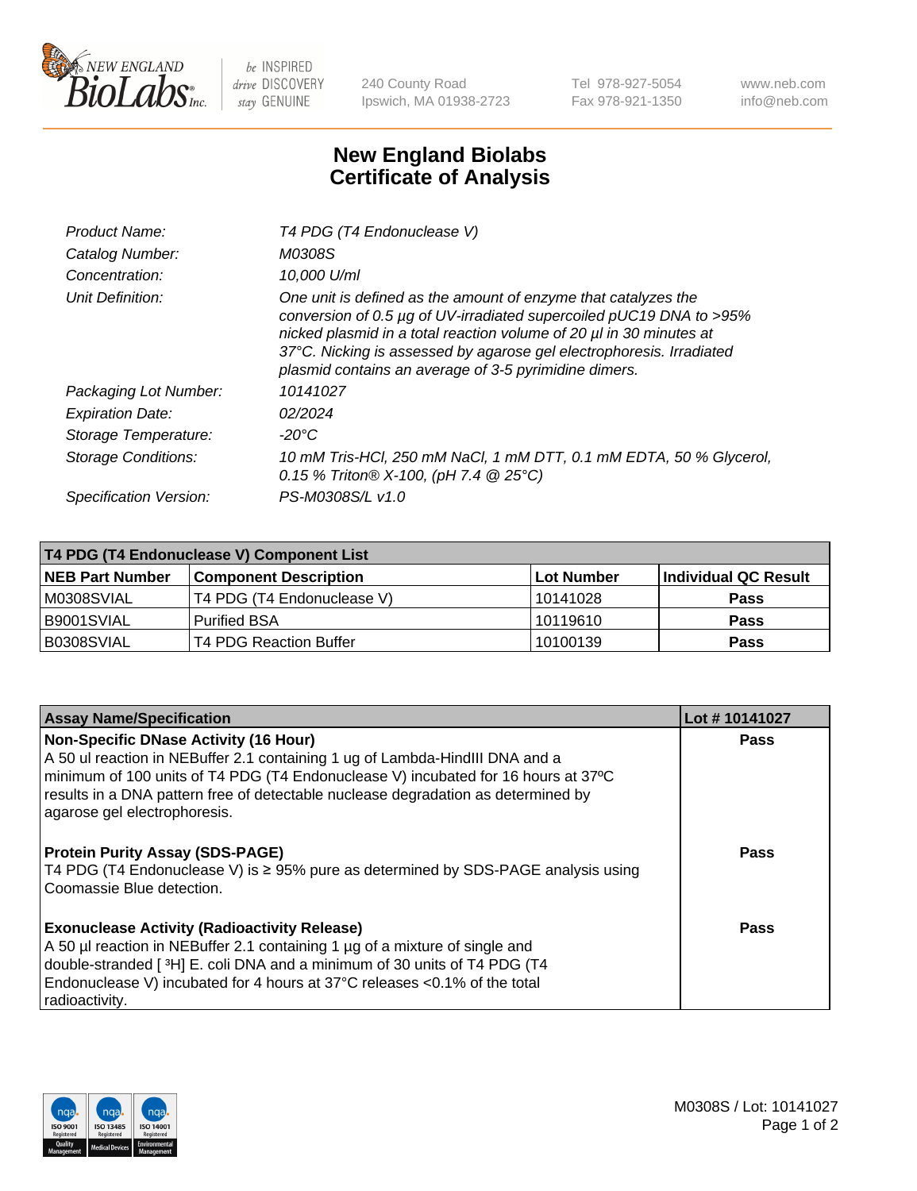# New England Biolabs Certificate of Analysis

| | |
|---|---|
| *Product Name:* | *T4 PDG (T4 Endonuclease V)* |
| *Catalog Number:* | *M0308S* |
| *Concentration:* | *10,000 U/ml* |
| *Unit Definition:* | *One unit is defined as the amount of enzyme that catalyzes the conversion of 0.5 µg of UV-irradiated supercoiled pUC19 DNA to >95% nicked plasmid in a total reaction volume of 20 µl in 30 minutes at 37°C. Nicking is assessed by agarose gel electrophoresis. Irradiated plasmid contains an average of 3-5 pyrimidine dimers.* |
| *Packaging Lot Number:* | *10141027* |
| *Expiration Date:* | *02/2024* |
| *Storage Temperature:* | *-20°C* |
| *Storage Conditions:* | *10 mM Tris-HCl, 250 mM NaCl, 1 mM DTT, 0.1 mM EDTA, 50 % Glycerol, 0.15 % Triton® X-100, (pH 7.4 @ 25°C)* |
| *Specification Version:* | *PS-M0308S/L v1.0* |

| T4 PDG (T4 Endonuclease V) Component List | | | |
|---|---|---|---|
| **NEB Part Number** | **Component Description** | **Lot Number** | **Individual QC Result** |
| M0308SVIAL | T4 PDG (T4 Endonuclease V) | 10141028 | **Pass** |
| B9001SVIAL | Purified BSA | 10119610 | **Pass** |
| B0308SVIAL | T4 PDG Reaction Buffer | 10100139 | **Pass** |

| Assay Name/Specification | Lot # 10141027 |
|---|---|
| **Non-Specific DNase Activity (16 Hour)** A 50 ul reaction in NEBuffer 2.1 containing 1 ug of Lambda-HindIII DNA and a minimum of 100 units of T4 PDG (T4 Endonuclease V) incubated for 16 hours at 37ºC results in a DNA pattern free of detectable nuclease degradation as determined by agarose gel electrophoresis. | **Pass** |
| **Protein Purity Assay (SDS-PAGE)** T4 PDG (T4 Endonuclease V) is ≥ 95% pure as determined by SDS-PAGE analysis using Coomassie Blue detection. | **Pass** |
| **Exonuclease Activity (Radioactivity Release)** A 50 µl reaction in NEBuffer 2.1 containing 1 µg of a mixture of single and double-stranded [ $^{3}$H] E. coli DNA and a minimum of 30 units of T4 PDG (T4 Endonuclease V) incubated for 4 hours at 37°C releases <0.1% of the total radioactivity. | **Pass** |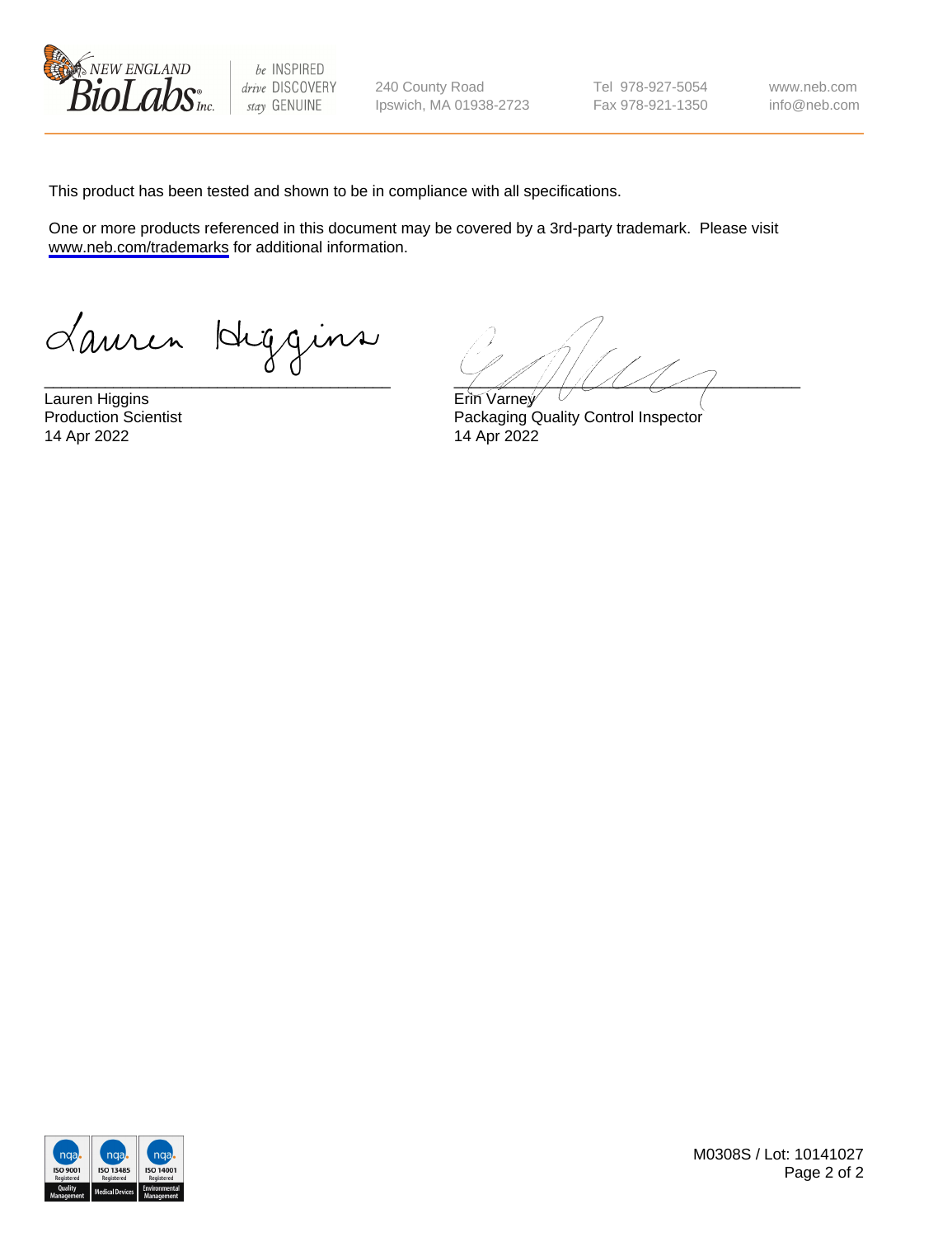This product has been tested and shown to be in compliance with all specifications.

One or more products referenced in this document may be covered by a 3rd-party trademark. Please visit www.neb.com/trademarks for additional information.

Lauren Higgins
Production Scientist
14 Apr 2022

Erin Varney
Packaging Quality Control Inspector
14 Apr 2022

M0308S / Lot: 10141027